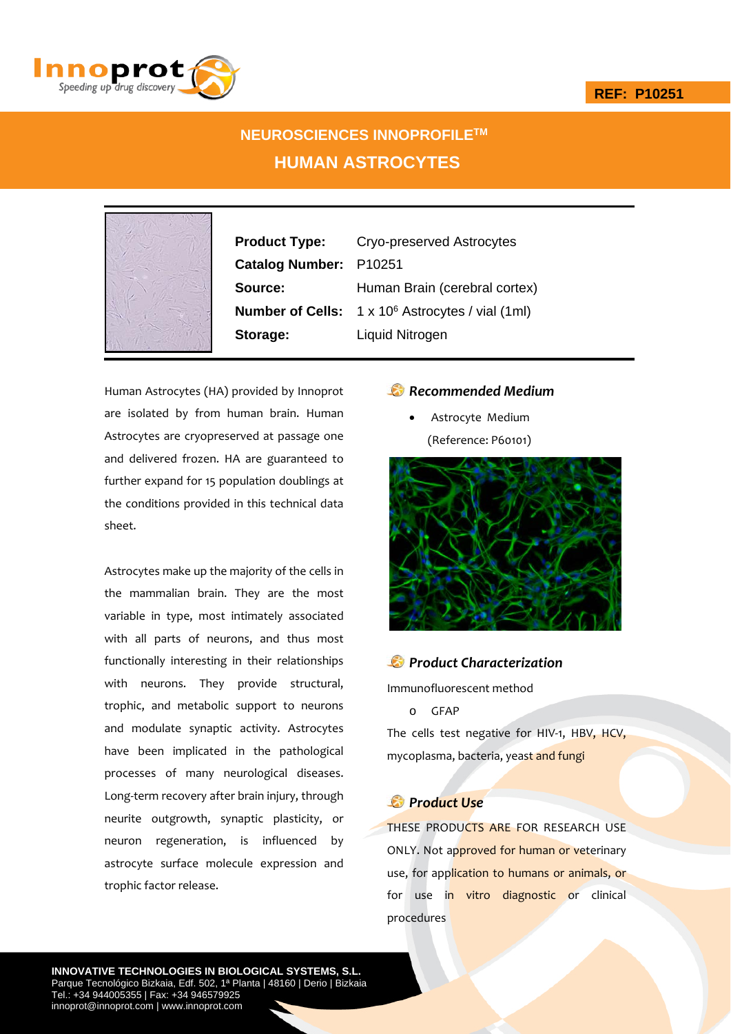REF: P10251

# NEUROSCIENCES INNOPROFILE™

# HUMAN ASTROCYTES

| | |
|---|---|
| **Product Type:** | Cryo-preserved Astrocytes |
| **Catalog Number:** | P10251 |
| **Source:** | Human Brain (cerebral cortex) |
| **Number of Cells:** | 1 x $10^6$ Astrocytes / vial (1ml) |
| **Storage:** | Liquid Nitrogen |

Human Astrocytes (HA) provided by Innoprot are isolated by from human brain. Human Astrocytes are cryopreserved at passage one and delivered frozen. HA are guaranteed to further expand for 15 population doublings at the conditions provided in this technical data sheet.

Astrocytes make up the majority of the cells in the mammalian brain. They are the most variable in type, most intimately associated with all parts of neurons, and thus most functionally interesting in their relationships with neurons. They provide structural, trophic, and metabolic support to neurons and modulate synaptic activity. Astrocytes have been implicated in the pathological processes of many neurological diseases. Long-term recovery after brain injury, through neurite outgrowth, synaptic plasticity, or neuron regeneration, is influenced by astrocyte surface molecule expression and trophic factor release.

## *Recommended Medium*

- Astrocyte Medium (Reference: P60101)

## *Product Characterization*

Immunofluorescent method

- GFAP

The cells test negative for HIV-1, HBV, HCV, mycoplasma, bacteria, yeast and fungi

## *Product Use*

THESE PRODUCTS ARE FOR RESEARCH USE ONLY. Not approved for human or veterinary use, for application to humans or animals, or for use in vitro diagnostic or clinical procedures

**INNOVATIVE TECHNOLOGIES IN BIOLOGICAL SYSTEMS, S.L.**
Parque Tecnológico Bizkaia, Edf. 502, 1ª Planta | 48160 | Derio | Bizkaia
Tel.: +34 944005355 | Fax: +34 946579925
innoprot@innoprot.com | www.innoprot.com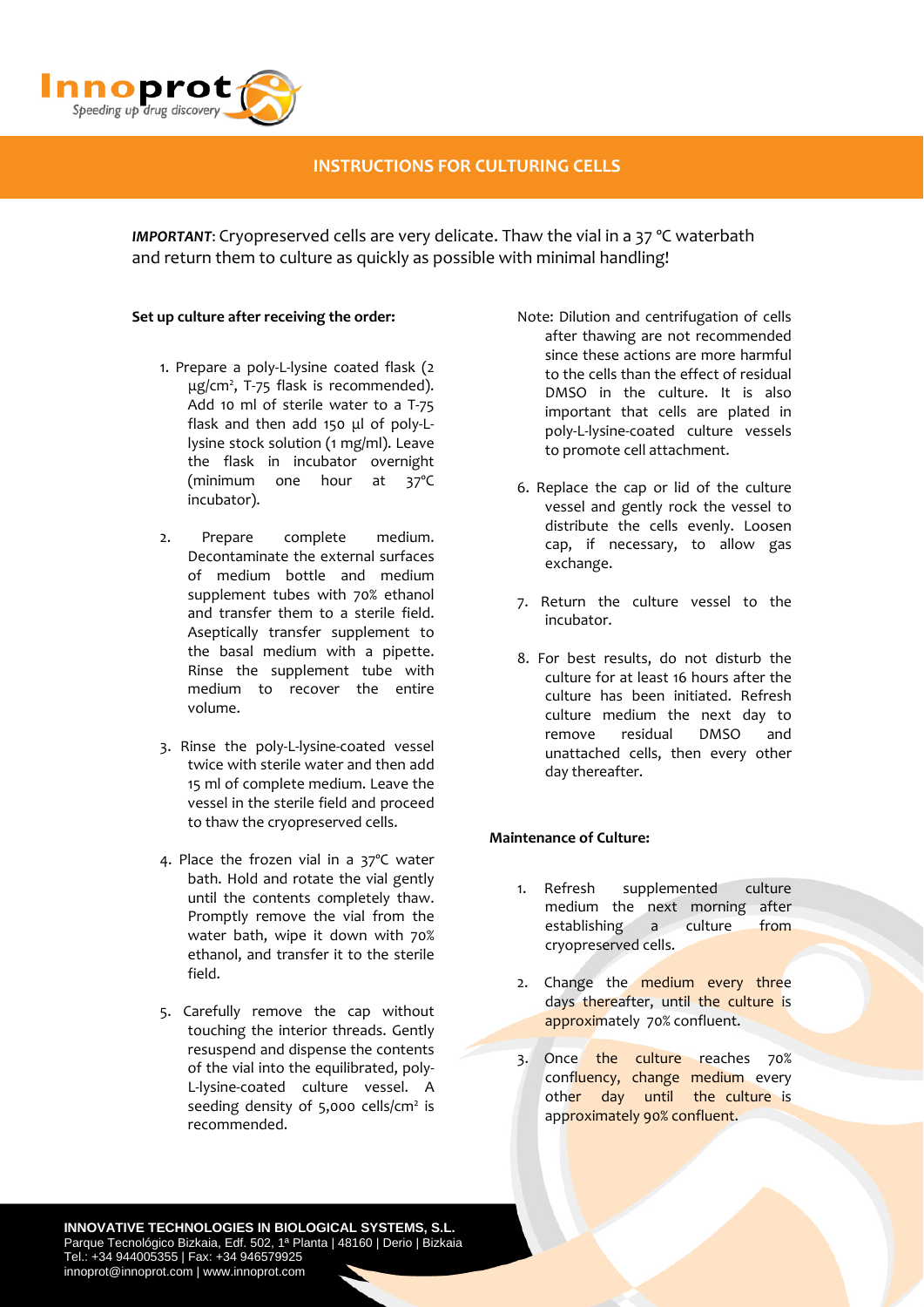## INSTRUCTIONS FOR CULTURING CELLS

***IMPORTANT***: Cryopreserved cells are very delicate. Thaw the vial in a 37 °C waterbath and return them to culture as quickly as possible with minimal handling!

**Set up culture after receiving the order:**

1. Prepare a poly-L-lysine coated flask (2 μg/cm², T-75 flask is recommended). Add 10 ml of sterile water to a T-75 flask and then add 150 μl of poly-L-lysine stock solution (1 mg/ml). Leave the flask in incubator overnight (minimum one hour at 37ºC incubator).

2. Prepare complete medium. Decontaminate the external surfaces of medium bottle and medium supplement tubes with 70% ethanol and transfer them to a sterile field. Aseptically transfer supplement to the basal medium with a pipette. Rinse the supplement tube with medium to recover the entire volume.

3. Rinse the poly-L-lysine-coated vessel twice with sterile water and then add 15 ml of complete medium. Leave the vessel in the sterile field and proceed to thaw the cryopreserved cells.

4. Place the frozen vial in a 37ºC water bath. Hold and rotate the vial gently until the contents completely thaw. Promptly remove the vial from the water bath, wipe it down with 70% ethanol, and transfer it to the sterile field.

5. Carefully remove the cap without touching the interior threads. Gently resuspend and dispense the contents of the vial into the equilibrated, poly-L-lysine-coated culture vessel. A seeding density of 5,000 cells/cm² is recommended.

Note: Dilution and centrifugation of cells after thawing are not recommended since these actions are more harmful to the cells than the effect of residual DMSO in the culture. It is also important that cells are plated in poly-L-lysine-coated culture vessels to promote cell attachment.

6. Replace the cap or lid of the culture vessel and gently rock the vessel to distribute the cells evenly. Loosen cap, if necessary, to allow gas exchange.

7. Return the culture vessel to the incubator.

8. For best results, do not disturb the culture for at least 16 hours after the culture has been initiated. Refresh culture medium the next day to remove residual DMSO and unattached cells, then every other day thereafter.

**Maintenance of Culture:**

1. Refresh supplemented culture medium the next morning after establishing a culture from cryopreserved cells.

2. Change the medium every three days thereafter, until the culture is approximately 70% confluent.

3. Once the culture reaches 70% confluency, change medium every other day until the culture is approximately 90% confluent.

**INNOVATIVE TECHNOLOGIES IN BIOLOGICAL SYSTEMS, S.L.**
Parque Tecnológico Bizkaia, Edf. 502, 1ª Planta | 48160 | Derio | Bizkaia
Tel.: +34 944005355 | Fax: +34 946579925
innoprot@innoprot.com | www.innoprot.com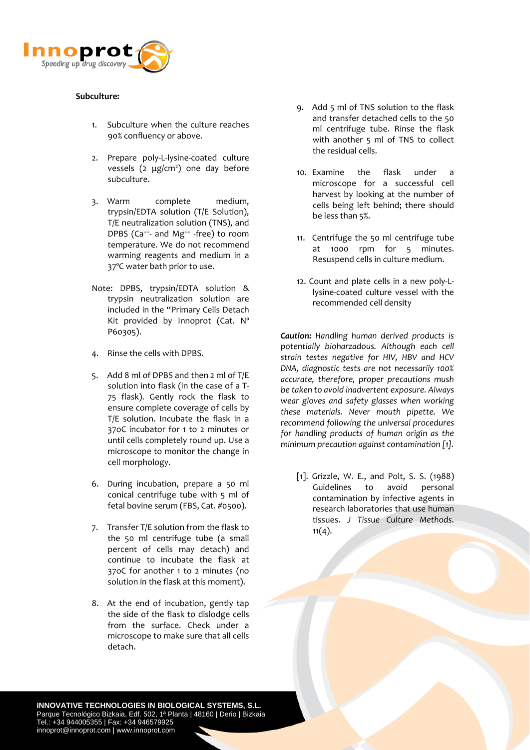**Subculture:**

1. Subculture when the culture reaches 90% confluency or above.

2. Prepare poly-L-lysine-coated culture vessels (2 μg/cm²) one day before subculture.

3. Warm complete medium, trypsin/EDTA solution (T/E Solution), T/E neutralization solution (TNS), and DPBS ($Ca^{++}$- and $Mg^{++}$ -free) to room temperature. We do not recommend warming reagents and medium in a 37°C water bath prior to use.

Note: DPBS, trypsin/EDTA solution & trypsin neutralization solution are included in the "Primary Cells Detach Kit provided by Innoprot (Cat. Nº P60305).

4. Rinse the cells with DPBS.

5. Add 8 ml of DPBS and then 2 ml of T/E solution into flask (in the case of a T-75 flask). Gently rock the flask to ensure complete coverage of cells by T/E solution. Incubate the flask in a 37oC incubator for 1 to 2 minutes or until cells completely round up. Use a microscope to monitor the change in cell morphology.

6. During incubation, prepare a 50 ml conical centrifuge tube with 5 ml of fetal bovine serum (FBS, Cat. #0500).

7. Transfer T/E solution from the flask to the 50 ml centrifuge tube (a small percent of cells may detach) and continue to incubate the flask at 37oC for another 1 to 2 minutes (no solution in the flask at this moment).

8. At the end of incubation, gently tap the side of the flask to dislodge cells from the surface. Check under a microscope to make sure that all cells detach.

9. Add 5 ml of TNS solution to the flask and transfer detached cells to the 50 ml centrifuge tube. Rinse the flask with another 5 ml of TNS to collect the residual cells.

10. Examine the flask under a microscope for a successful cell harvest by looking at the number of cells being left behind; there should be less than 5%.

11. Centrifuge the 50 ml centrifuge tube at 1000 rpm for 5 minutes. Resuspend cells in culture medium.

12. Count and plate cells in a new poly-L-lysine-coated culture vessel with the recommended cell density

***Caution:*** *Handling human derived products is potentially bioharzadous. Although each cell strain testes negative for HIV, HBV and HCV DNA, diagnostic tests are not necessarily 100% accurate, therefore, proper precautions mush be taken to avoid inadvertent exposure. Always wear gloves and safety glasses when working these materials. Never mouth pipette. We recommend following the universal procedures for handling products of human origin as the minimum precaution against contamination [1].*

[1]. Grizzle, W. E., and Polt, S. S. (1988) Guidelines to avoid personal contamination by infective agents in research laboratories that use human tissues. *J Tissue Culture Methods.* 11(4).

**INNOVATIVE TECHNOLOGIES IN BIOLOGICAL SYSTEMS, S.L.**
Parque Tecnológico Bizkaia, Edf. 502, 1ª Planta | 48160 | Derio | Bizkaia
Tel.: +34 944005355 | Fax: +34 946579925
innoprot@innoprot.com | www.innoprot.com